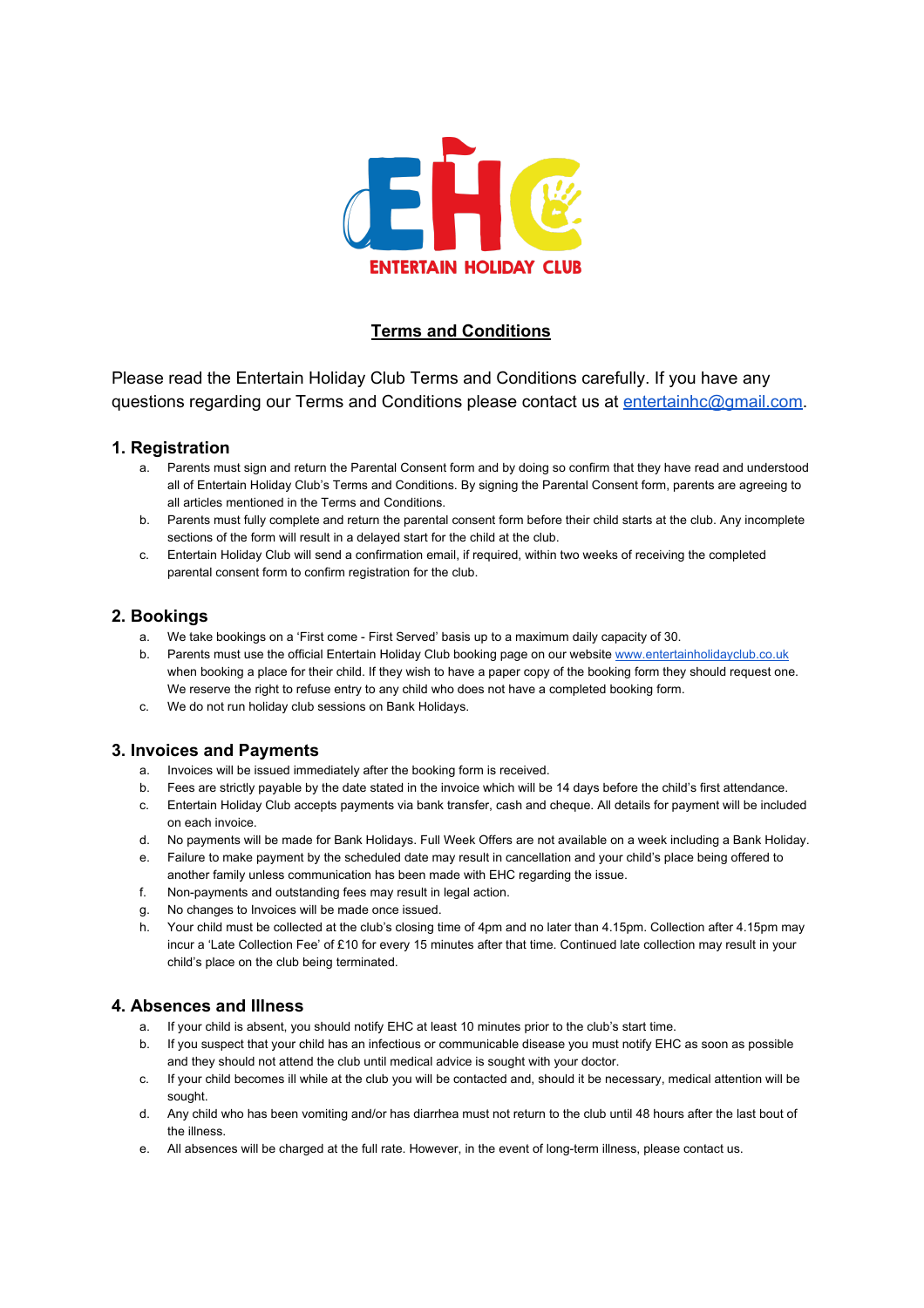ENTERTAIN HOLIDAY CLUB

# Terms and Conditions

Please read the Entertain Holiday Club Terms and Conditions carefully. If you have any questions regarding our Terms and Conditions please contact us at [entertainhc@gmail.com](mailto:entertainhc@gmail.com).

## 1. Registration

a. Parents must sign and return the Parental Consent form and by doing so confirm that they have read and understood all of Entertain Holiday Club's Terms and Conditions. By signing the Parental Consent form, parents are agreeing to all articles mentioned in the Terms and Conditions.
b. Parents must fully complete and return the parental consent form before their child starts at the club. Any incomplete sections of the form will result in a delayed start for the child at the club.
c. Entertain Holiday Club will send a confirmation email, if required, within two weeks of receiving the completed parental consent form to confirm registration for the club.

## 2. Bookings

a. We take bookings on a 'First come - First Served' basis up to a maximum daily capacity of 30.
b. Parents must use the official Entertain Holiday Club booking page on our website [www.entertainholidayclub.co.uk](http://www.entertainholidayclub.co.uk) when booking a place for their child. If they wish to have a paper copy of the booking form they should request one. We reserve the right to refuse entry to any child who does not have a completed booking form.
c. We do not run holiday club sessions on Bank Holidays.

## 3. Invoices and Payments

a. Invoices will be issued immediately after the booking form is received.
b. Fees are strictly payable by the date stated in the invoice which will be 14 days before the child's first attendance.
c. Entertain Holiday Club accepts payments via bank transfer, cash and cheque. All details for payment will be included on each invoice.
d. No payments will be made for Bank Holidays. Full Week Offers are not available on a week including a Bank Holiday.
e. Failure to make payment by the scheduled date may result in cancellation and your child's place being offered to another family unless communication has been made with EHC regarding the issue.
f. Non-payments and outstanding fees may result in legal action.
g. No changes to Invoices will be made once issued.
h. Your child must be collected at the club's closing time of 4pm and no later than 4.15pm. Collection after 4.15pm may incur a 'Late Collection Fee' of £10 for every 15 minutes after that time. Continued late collection may result in your child's place on the club being terminated.

## 4. Absences and Illness

a. If your child is absent, you should notify EHC at least 10 minutes prior to the club's start time.
b. If you suspect that your child has an infectious or communicable disease you must notify EHC as soon as possible and they should not attend the club until medical advice is sought with your doctor.
c. If your child becomes ill while at the club you will be contacted and, should it be necessary, medical attention will be sought.
d. Any child who has been vomiting and/or has diarrhea must not return to the club until 48 hours after the last bout of the illness.
e. All absences will be charged at the full rate. However, in the event of long-term illness, please contact us.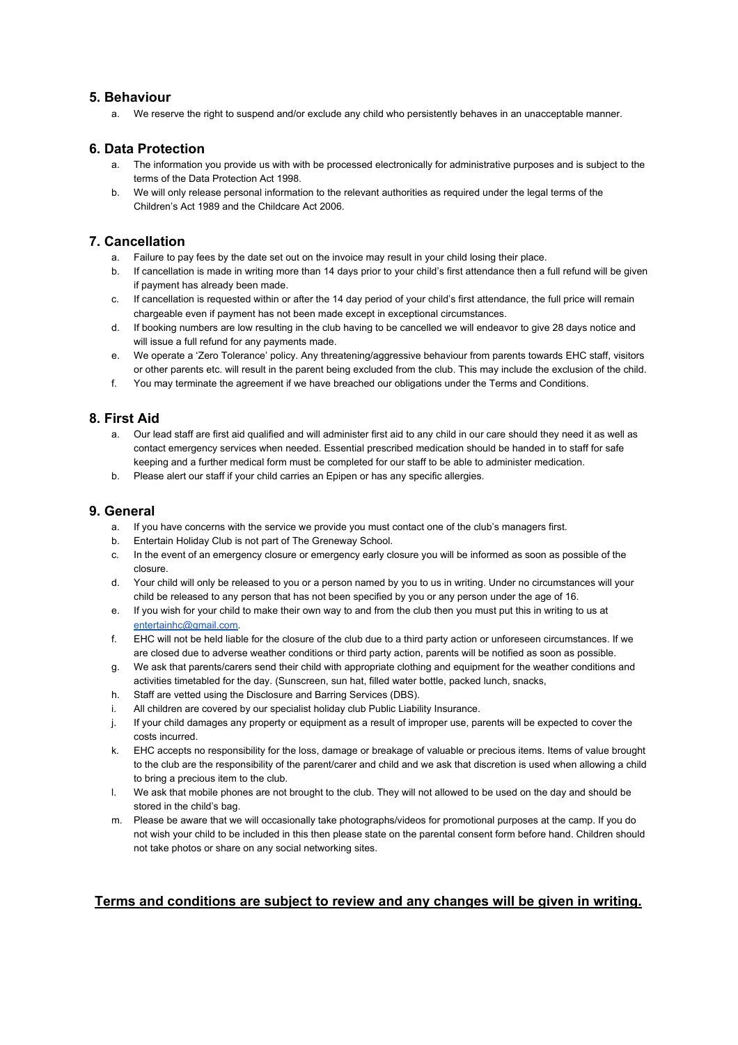## 5. Behaviour

a. We reserve the right to suspend and/or exclude any child who persistently behaves in an unacceptable manner.

## 6. Data Protection

a. The information you provide us with with be processed electronically for administrative purposes and is subject to the terms of the Data Protection Act 1998.
b. We will only release personal information to the relevant authorities as required under the legal terms of the Children's Act 1989 and the Childcare Act 2006.

## 7. Cancellation

a. Failure to pay fees by the date set out on the invoice may result in your child losing their place.
b. If cancellation is made in writing more than 14 days prior to your child's first attendance then a full refund will be given if payment has already been made.
c. If cancellation is requested within or after the 14 day period of your child's first attendance, the full price will remain chargeable even if payment has not been made except in exceptional circumstances.
d. If booking numbers are low resulting in the club having to be cancelled we will endeavor to give 28 days notice and will issue a full refund for any payments made.
e. We operate a 'Zero Tolerance' policy. Any threatening/aggressive behaviour from parents towards EHC staff, visitors or other parents etc. will result in the parent being excluded from the club. This may include the exclusion of the child.
f. You may terminate the agreement if we have breached our obligations under the Terms and Conditions.

## 8. First Aid

a. Our lead staff are first aid qualified and will administer first aid to any child in our care should they need it as well as contact emergency services when needed. Essential prescribed medication should be handed in to staff for safe keeping and a further medical form must be completed for our staff to be able to administer medication.
b. Please alert our staff if your child carries an Epipen or has any specific allergies.

## 9. General

a. If you have concerns with the service we provide you must contact one of the club's managers first.
b. Entertain Holiday Club is not part of The Greneway School.
c. In the event of an emergency closure or emergency early closure you will be informed as soon as possible of the closure.
d. Your child will only be released to you or a person named by you to us in writing. Under no circumstances will your child be released to any person that has not been specified by you or any person under the age of 16.
e. If you wish for your child to make their own way to and from the club then you must put this in writing to us at entertainhc@gmail.com.
f. EHC will not be held liable for the closure of the club due to a third party action or unforeseen circumstances. If we are closed due to adverse weather conditions or third party action, parents will be notified as soon as possible.
g. We ask that parents/carers send their child with appropriate clothing and equipment for the weather conditions and activities timetabled for the day. (Sunscreen, sun hat, filled water bottle, packed lunch, snacks,
h. Staff are vetted using the Disclosure and Barring Services (DBS).
i. All children are covered by our specialist holiday club Public Liability Insurance.
j. If your child damages any property or equipment as a result of improper use, parents will be expected to cover the costs incurred.
k. EHC accepts no responsibility for the loss, damage or breakage of valuable or precious items. Items of value brought to the club are the responsibility of the parent/carer and child and we ask that discretion is used when allowing a child to bring a precious item to the club.
l. We ask that mobile phones are not brought to the club. They will not allowed to be used on the day and should be stored in the child's bag.
m. Please be aware that we will occasionally take photographs/videos for promotional purposes at the camp. If you do not wish your child to be included in this then please state on the parental consent form before hand. Children should not take photos or share on any social networking sites.

**Terms and conditions are subject to review and any changes will be given in writing.**